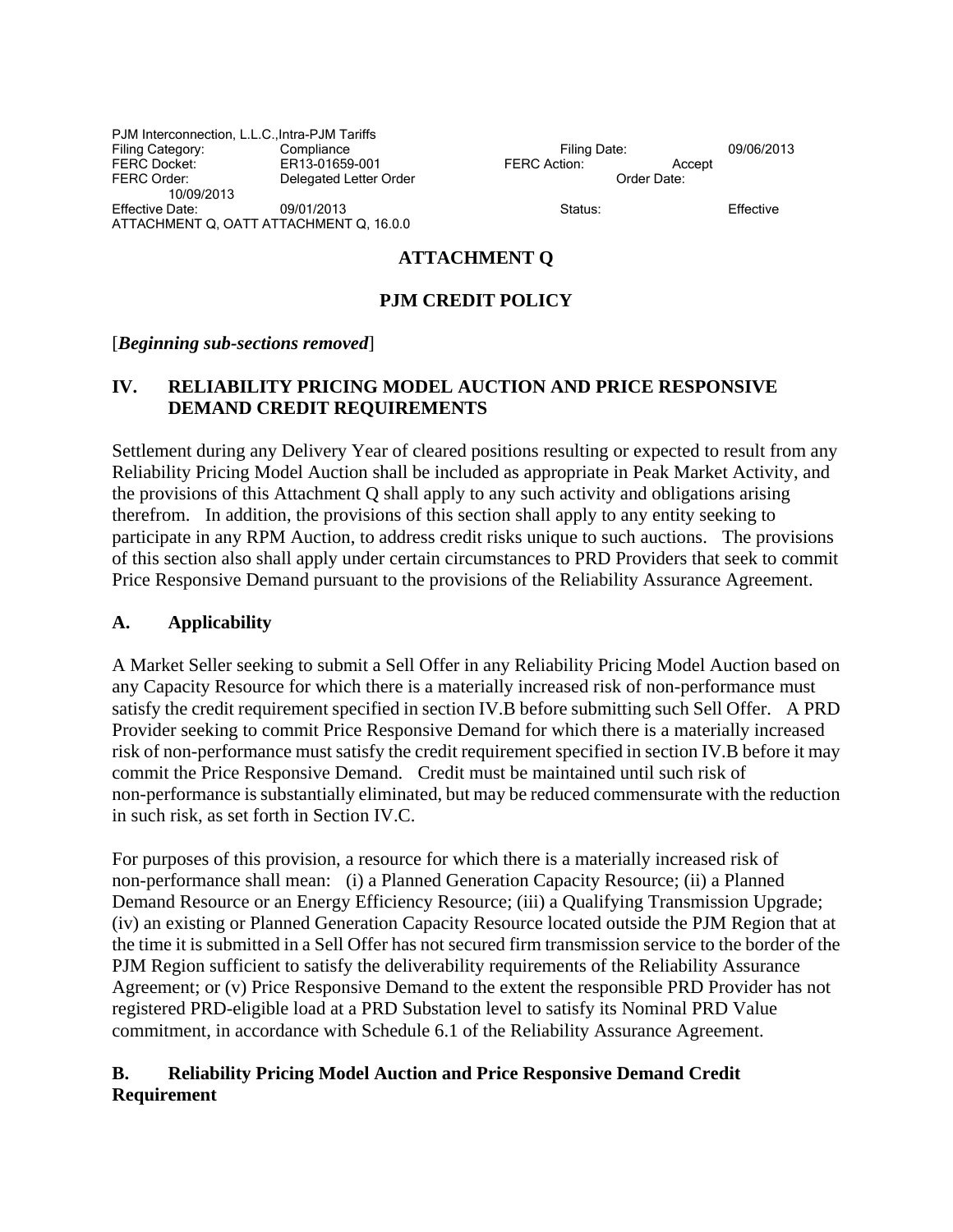PJM Interconnection, L.L.C.,Intra-PJM Tariffs
Filing Category: Compliance Filing Date: 09/06/2013
FERC Docket: ER13-01659-001 FERC Action: Accept
FERC Order: Delegated Letter Order Order Date: 10/09/2013
Effective Date: 09/01/2013 Status: Effective
ATTACHMENT Q, OATT ATTACHMENT Q, 16.0.0

# ATTACHMENT Q

# PJM CREDIT POLICY

[***Beginning sub-sections removed***]

## IV. RELIABILITY PRICING MODEL AUCTION AND PRICE RESPONSIVE DEMAND CREDIT REQUIREMENTS

Settlement during any Delivery Year of cleared positions resulting or expected to result from any Reliability Pricing Model Auction shall be included as appropriate in Peak Market Activity, and the provisions of this Attachment Q shall apply to any such activity and obligations arising therefrom. In addition, the provisions of this section shall apply to any entity seeking to participate in any RPM Auction, to address credit risks unique to such auctions. The provisions of this section also shall apply under certain circumstances to PRD Providers that seek to commit Price Responsive Demand pursuant to the provisions of the Reliability Assurance Agreement.

### A. Applicability

A Market Seller seeking to submit a Sell Offer in any Reliability Pricing Model Auction based on any Capacity Resource for which there is a materially increased risk of non-performance must satisfy the credit requirement specified in section IV.B before submitting such Sell Offer. A PRD Provider seeking to commit Price Responsive Demand for which there is a materially increased risk of non-performance must satisfy the credit requirement specified in section IV.B before it may commit the Price Responsive Demand. Credit must be maintained until such risk of non-performance is substantially eliminated, but may be reduced commensurate with the reduction in such risk, as set forth in Section IV.C.

For purposes of this provision, a resource for which there is a materially increased risk of non-performance shall mean: (i) a Planned Generation Capacity Resource; (ii) a Planned Demand Resource or an Energy Efficiency Resource; (iii) a Qualifying Transmission Upgrade; (iv) an existing or Planned Generation Capacity Resource located outside the PJM Region that at the time it is submitted in a Sell Offer has not secured firm transmission service to the border of the PJM Region sufficient to satisfy the deliverability requirements of the Reliability Assurance Agreement; or (v) Price Responsive Demand to the extent the responsible PRD Provider has not registered PRD-eligible load at a PRD Substation level to satisfy its Nominal PRD Value commitment, in accordance with Schedule 6.1 of the Reliability Assurance Agreement.

### B. Reliability Pricing Model Auction and Price Responsive Demand Credit Requirement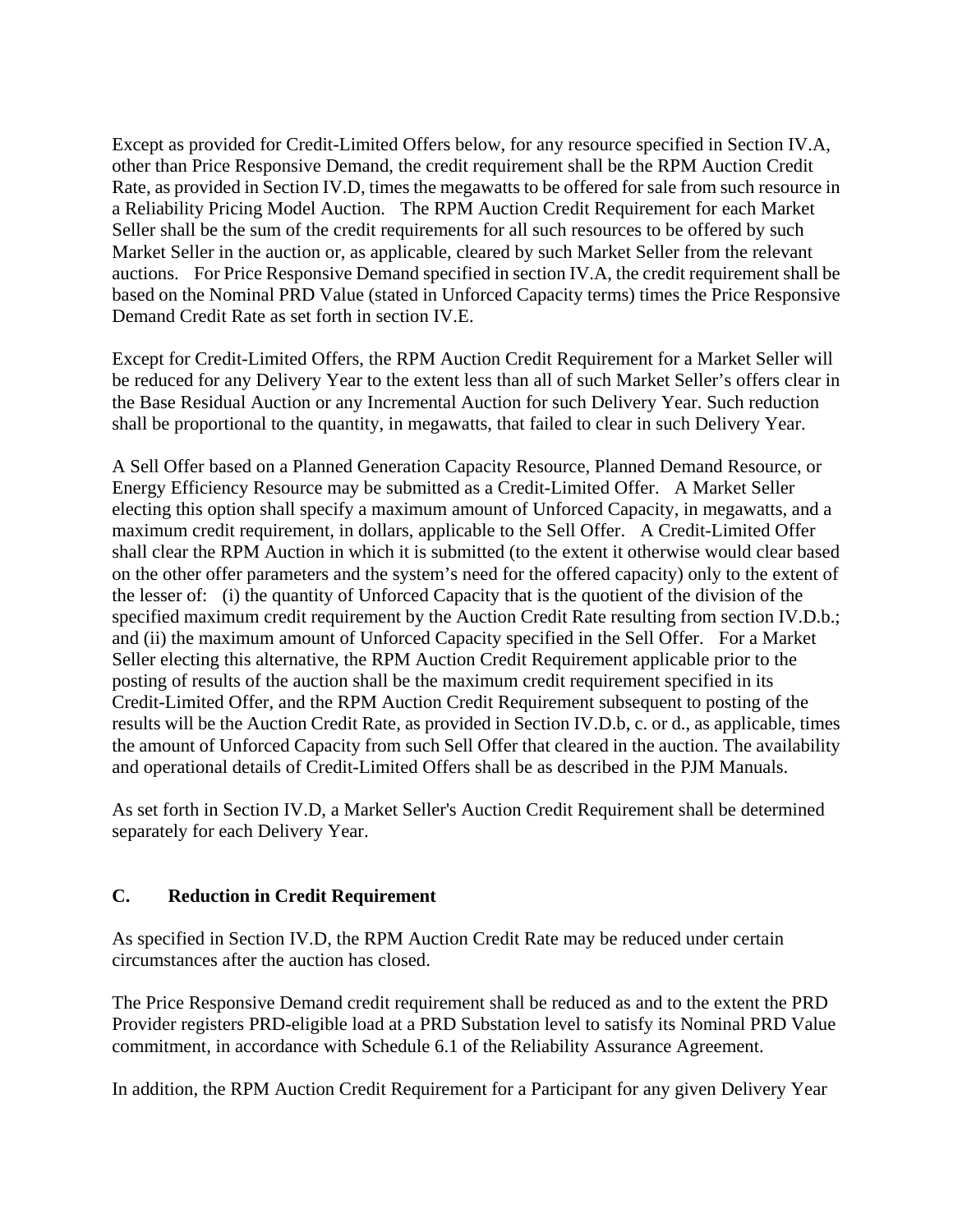Except as provided for Credit-Limited Offers below, for any resource specified in Section IV.A, other than Price Responsive Demand, the credit requirement shall be the RPM Auction Credit Rate, as provided in Section IV.D, times the megawatts to be offered for sale from such resource in a Reliability Pricing Model Auction. The RPM Auction Credit Requirement for each Market Seller shall be the sum of the credit requirements for all such resources to be offered by such Market Seller in the auction or, as applicable, cleared by such Market Seller from the relevant auctions. For Price Responsive Demand specified in section IV.A, the credit requirement shall be based on the Nominal PRD Value (stated in Unforced Capacity terms) times the Price Responsive Demand Credit Rate as set forth in section IV.E.

Except for Credit-Limited Offers, the RPM Auction Credit Requirement for a Market Seller will be reduced for any Delivery Year to the extent less than all of such Market Seller's offers clear in the Base Residual Auction or any Incremental Auction for such Delivery Year. Such reduction shall be proportional to the quantity, in megawatts, that failed to clear in such Delivery Year.

A Sell Offer based on a Planned Generation Capacity Resource, Planned Demand Resource, or Energy Efficiency Resource may be submitted as a Credit-Limited Offer. A Market Seller electing this option shall specify a maximum amount of Unforced Capacity, in megawatts, and a maximum credit requirement, in dollars, applicable to the Sell Offer. A Credit-Limited Offer shall clear the RPM Auction in which it is submitted (to the extent it otherwise would clear based on the other offer parameters and the system's need for the offered capacity) only to the extent of the lesser of: (i) the quantity of Unforced Capacity that is the quotient of the division of the specified maximum credit requirement by the Auction Credit Rate resulting from section IV.D.b.; and (ii) the maximum amount of Unforced Capacity specified in the Sell Offer. For a Market Seller electing this alternative, the RPM Auction Credit Requirement applicable prior to the posting of results of the auction shall be the maximum credit requirement specified in its Credit-Limited Offer, and the RPM Auction Credit Requirement subsequent to posting of the results will be the Auction Credit Rate, as provided in Section IV.D.b, c. or d., as applicable, times the amount of Unforced Capacity from such Sell Offer that cleared in the auction. The availability and operational details of Credit-Limited Offers shall be as described in the PJM Manuals.

As set forth in Section IV.D, a Market Seller's Auction Credit Requirement shall be determined separately for each Delivery Year.

### C. Reduction in Credit Requirement

As specified in Section IV.D, the RPM Auction Credit Rate may be reduced under certain circumstances after the auction has closed.

The Price Responsive Demand credit requirement shall be reduced as and to the extent the PRD Provider registers PRD-eligible load at a PRD Substation level to satisfy its Nominal PRD Value commitment, in accordance with Schedule 6.1 of the Reliability Assurance Agreement.

In addition, the RPM Auction Credit Requirement for a Participant for any given Delivery Year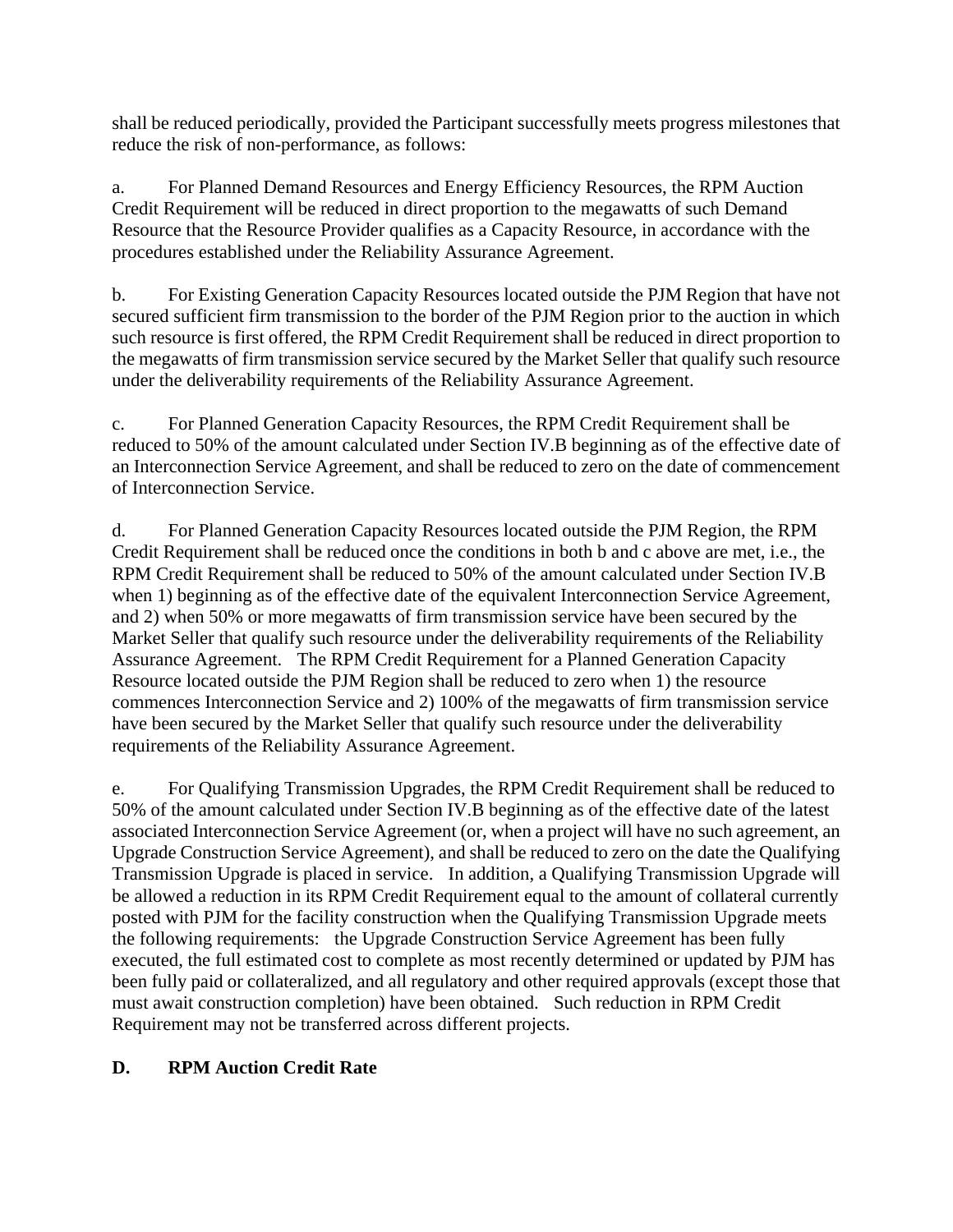shall be reduced periodically, provided the Participant successfully meets progress milestones that reduce the risk of non-performance, as follows:

a. For Planned Demand Resources and Energy Efficiency Resources, the RPM Auction Credit Requirement will be reduced in direct proportion to the megawatts of such Demand Resource that the Resource Provider qualifies as a Capacity Resource, in accordance with the procedures established under the Reliability Assurance Agreement.

b. For Existing Generation Capacity Resources located outside the PJM Region that have not secured sufficient firm transmission to the border of the PJM Region prior to the auction in which such resource is first offered, the RPM Credit Requirement shall be reduced in direct proportion to the megawatts of firm transmission service secured by the Market Seller that qualify such resource under the deliverability requirements of the Reliability Assurance Agreement.

c. For Planned Generation Capacity Resources, the RPM Credit Requirement shall be reduced to 50% of the amount calculated under Section IV.B beginning as of the effective date of an Interconnection Service Agreement, and shall be reduced to zero on the date of commencement of Interconnection Service.

d. For Planned Generation Capacity Resources located outside the PJM Region, the RPM Credit Requirement shall be reduced once the conditions in both b and c above are met, i.e., the RPM Credit Requirement shall be reduced to 50% of the amount calculated under Section IV.B when 1) beginning as of the effective date of the equivalent Interconnection Service Agreement, and 2) when 50% or more megawatts of firm transmission service have been secured by the Market Seller that qualify such resource under the deliverability requirements of the Reliability Assurance Agreement. The RPM Credit Requirement for a Planned Generation Capacity Resource located outside the PJM Region shall be reduced to zero when 1) the resource commences Interconnection Service and 2) 100% of the megawatts of firm transmission service have been secured by the Market Seller that qualify such resource under the deliverability requirements of the Reliability Assurance Agreement.

e. For Qualifying Transmission Upgrades, the RPM Credit Requirement shall be reduced to 50% of the amount calculated under Section IV.B beginning as of the effective date of the latest associated Interconnection Service Agreement (or, when a project will have no such agreement, an Upgrade Construction Service Agreement), and shall be reduced to zero on the date the Qualifying Transmission Upgrade is placed in service. In addition, a Qualifying Transmission Upgrade will be allowed a reduction in its RPM Credit Requirement equal to the amount of collateral currently posted with PJM for the facility construction when the Qualifying Transmission Upgrade meets the following requirements: the Upgrade Construction Service Agreement has been fully executed, the full estimated cost to complete as most recently determined or updated by PJM has been fully paid or collateralized, and all regulatory and other required approvals (except those that must await construction completion) have been obtained. Such reduction in RPM Credit Requirement may not be transferred across different projects.

## D. RPM Auction Credit Rate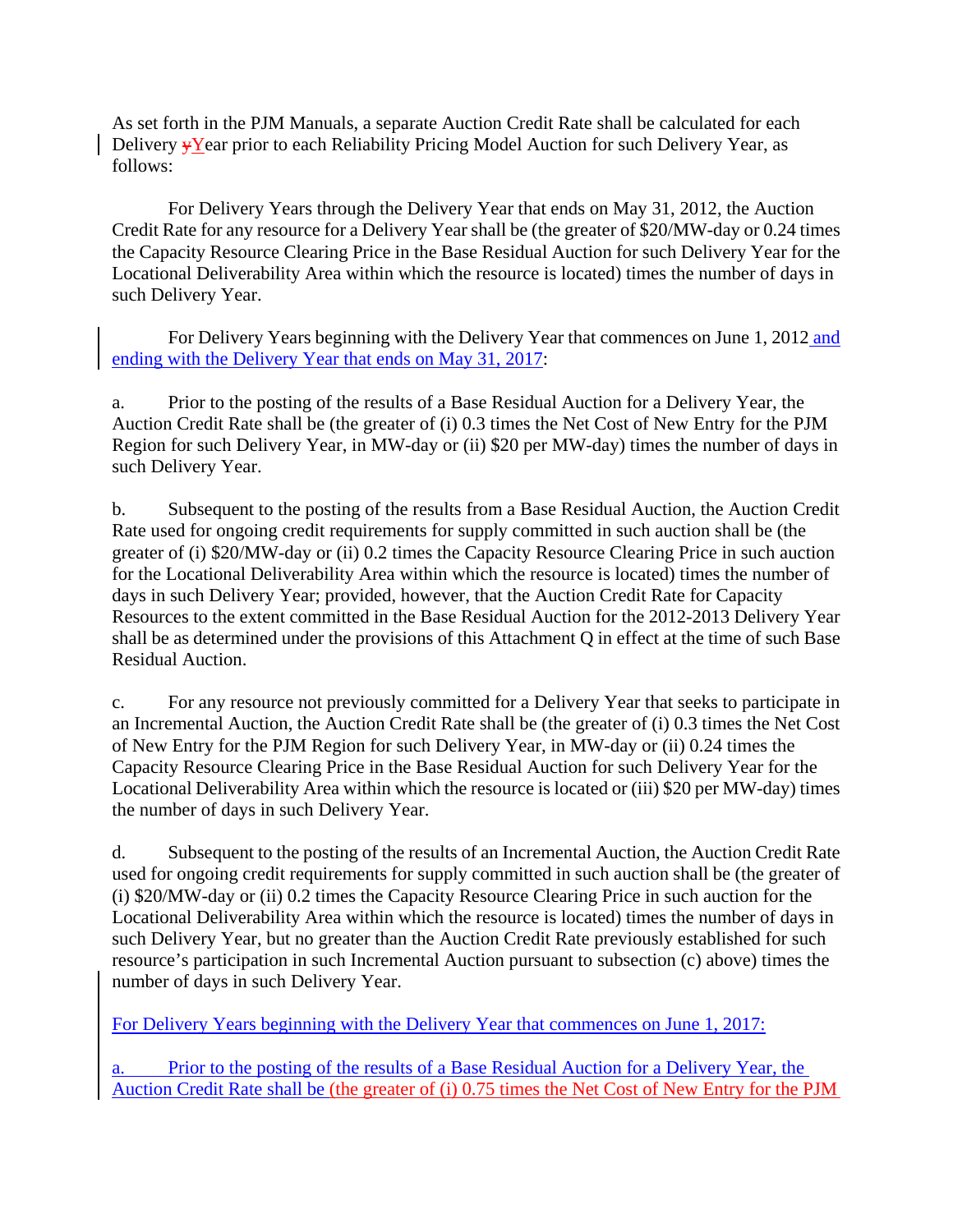As set forth in the PJM Manuals, a separate Auction Credit Rate shall be calculated for each Delivery yYear prior to each Reliability Pricing Model Auction for such Delivery Year, as follows:

For Delivery Years through the Delivery Year that ends on May 31, 2012, the Auction Credit Rate for any resource for a Delivery Year shall be (the greater of $20/MW-day or 0.24 times the Capacity Resource Clearing Price in the Base Residual Auction for such Delivery Year for the Locational Deliverability Area within which the resource is located) times the number of days in such Delivery Year.

For Delivery Years beginning with the Delivery Year that commences on June 1, 2012 and ending with the Delivery Year that ends on May 31, 2017:

a. Prior to the posting of the results of a Base Residual Auction for a Delivery Year, the Auction Credit Rate shall be (the greater of (i) 0.3 times the Net Cost of New Entry for the PJM Region for such Delivery Year, in MW-day or (ii) $20 per MW-day) times the number of days in such Delivery Year.

b. Subsequent to the posting of the results from a Base Residual Auction, the Auction Credit Rate used for ongoing credit requirements for supply committed in such auction shall be (the greater of (i) $20/MW-day or (ii) 0.2 times the Capacity Resource Clearing Price in such auction for the Locational Deliverability Area within which the resource is located) times the number of days in such Delivery Year; provided, however, that the Auction Credit Rate for Capacity Resources to the extent committed in the Base Residual Auction for the 2012-2013 Delivery Year shall be as determined under the provisions of this Attachment Q in effect at the time of such Base Residual Auction.

c. For any resource not previously committed for a Delivery Year that seeks to participate in an Incremental Auction, the Auction Credit Rate shall be (the greater of (i) 0.3 times the Net Cost of New Entry for the PJM Region for such Delivery Year, in MW-day or (ii) 0.24 times the Capacity Resource Clearing Price in the Base Residual Auction for such Delivery Year for the Locational Deliverability Area within which the resource is located or (iii) $20 per MW-day) times the number of days in such Delivery Year.

d. Subsequent to the posting of the results of an Incremental Auction, the Auction Credit Rate used for ongoing credit requirements for supply committed in such auction shall be (the greater of (i) $20/MW-day or (ii) 0.2 times the Capacity Resource Clearing Price in such auction for the Locational Deliverability Area within which the resource is located) times the number of days in such Delivery Year, but no greater than the Auction Credit Rate previously established for such resource's participation in such Incremental Auction pursuant to subsection (c) above) times the number of days in such Delivery Year.

For Delivery Years beginning with the Delivery Year that commences on June 1, 2017:

a. Prior to the posting of the results of a Base Residual Auction for a Delivery Year, the Auction Credit Rate shall be (the greater of (i) 0.75 times the Net Cost of New Entry for the PJM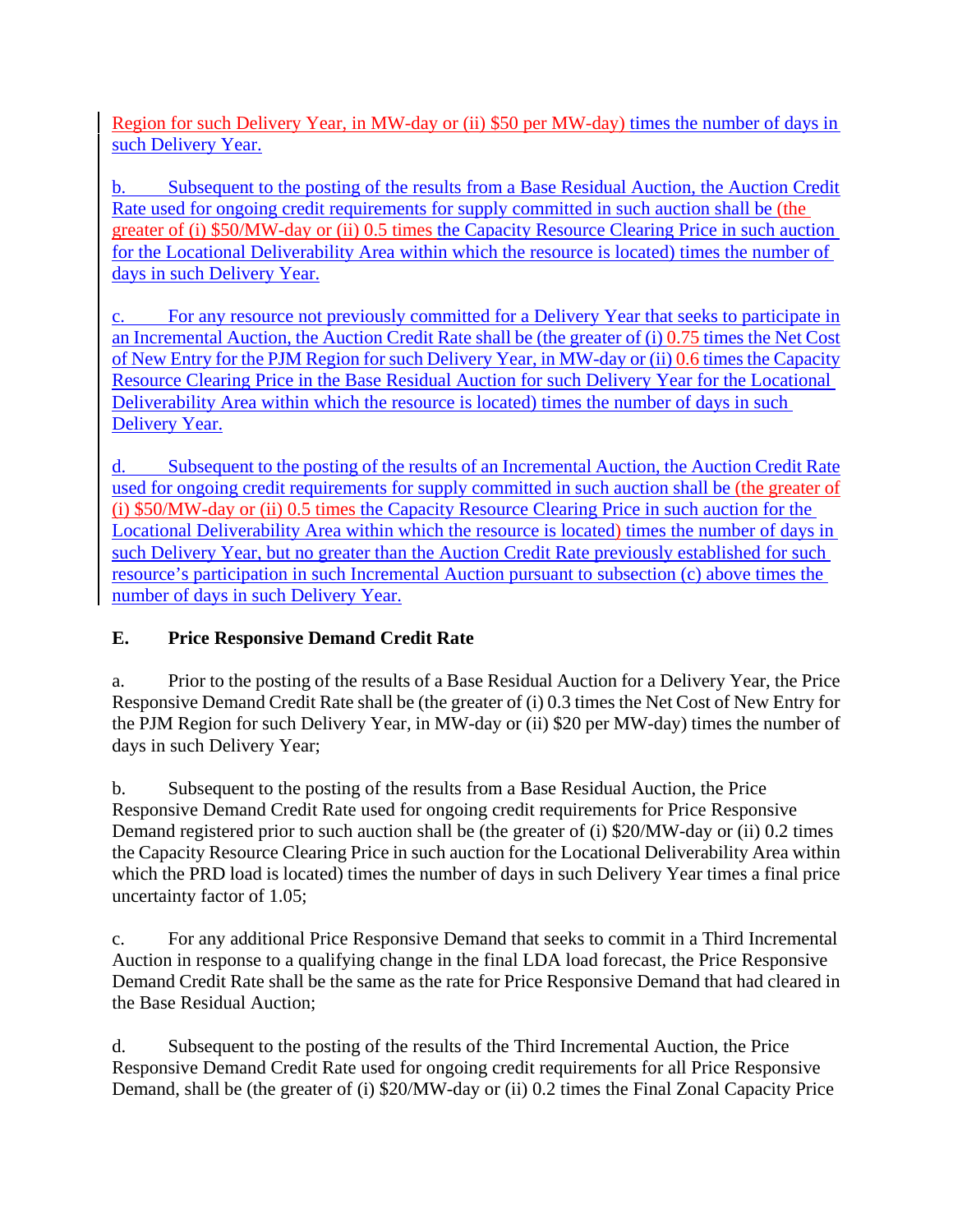Region for such Delivery Year, in MW-day or (ii) $50 per MW-day) times the number of days in such Delivery Year.

b. Subsequent to the posting of the results from a Base Residual Auction, the Auction Credit Rate used for ongoing credit requirements for supply committed in such auction shall be (the greater of (i) $50/MW-day or (ii) 0.5 times the Capacity Resource Clearing Price in such auction for the Locational Deliverability Area within which the resource is located) times the number of days in such Delivery Year.

c. For any resource not previously committed for a Delivery Year that seeks to participate in an Incremental Auction, the Auction Credit Rate shall be (the greater of (i) 0.75 times the Net Cost of New Entry for the PJM Region for such Delivery Year, in MW-day or (ii) 0.6 times the Capacity Resource Clearing Price in the Base Residual Auction for such Delivery Year for the Locational Deliverability Area within which the resource is located) times the number of days in such Delivery Year.

d. Subsequent to the posting of the results of an Incremental Auction, the Auction Credit Rate used for ongoing credit requirements for supply committed in such auction shall be (the greater of (i) $50/MW-day or (ii) 0.5 times the Capacity Resource Clearing Price in such auction for the Locational Deliverability Area within which the resource is located) times the number of days in such Delivery Year, but no greater than the Auction Credit Rate previously established for such resource's participation in such Incremental Auction pursuant to subsection (c) above times the number of days in such Delivery Year.

**E. Price Responsive Demand Credit Rate**

a. Prior to the posting of the results of a Base Residual Auction for a Delivery Year, the Price Responsive Demand Credit Rate shall be (the greater of (i) 0.3 times the Net Cost of New Entry for the PJM Region for such Delivery Year, in MW-day or (ii) $20 per MW-day) times the number of days in such Delivery Year;

b. Subsequent to the posting of the results from a Base Residual Auction, the Price Responsive Demand Credit Rate used for ongoing credit requirements for Price Responsive Demand registered prior to such auction shall be (the greater of (i) $20/MW-day or (ii) 0.2 times the Capacity Resource Clearing Price in such auction for the Locational Deliverability Area within which the PRD load is located) times the number of days in such Delivery Year times a final price uncertainty factor of 1.05;

c. For any additional Price Responsive Demand that seeks to commit in a Third Incremental Auction in response to a qualifying change in the final LDA load forecast, the Price Responsive Demand Credit Rate shall be the same as the rate for Price Responsive Demand that had cleared in the Base Residual Auction;

d. Subsequent to the posting of the results of the Third Incremental Auction, the Price Responsive Demand Credit Rate used for ongoing credit requirements for all Price Responsive Demand, shall be (the greater of (i) $20/MW-day or (ii) 0.2 times the Final Zonal Capacity Price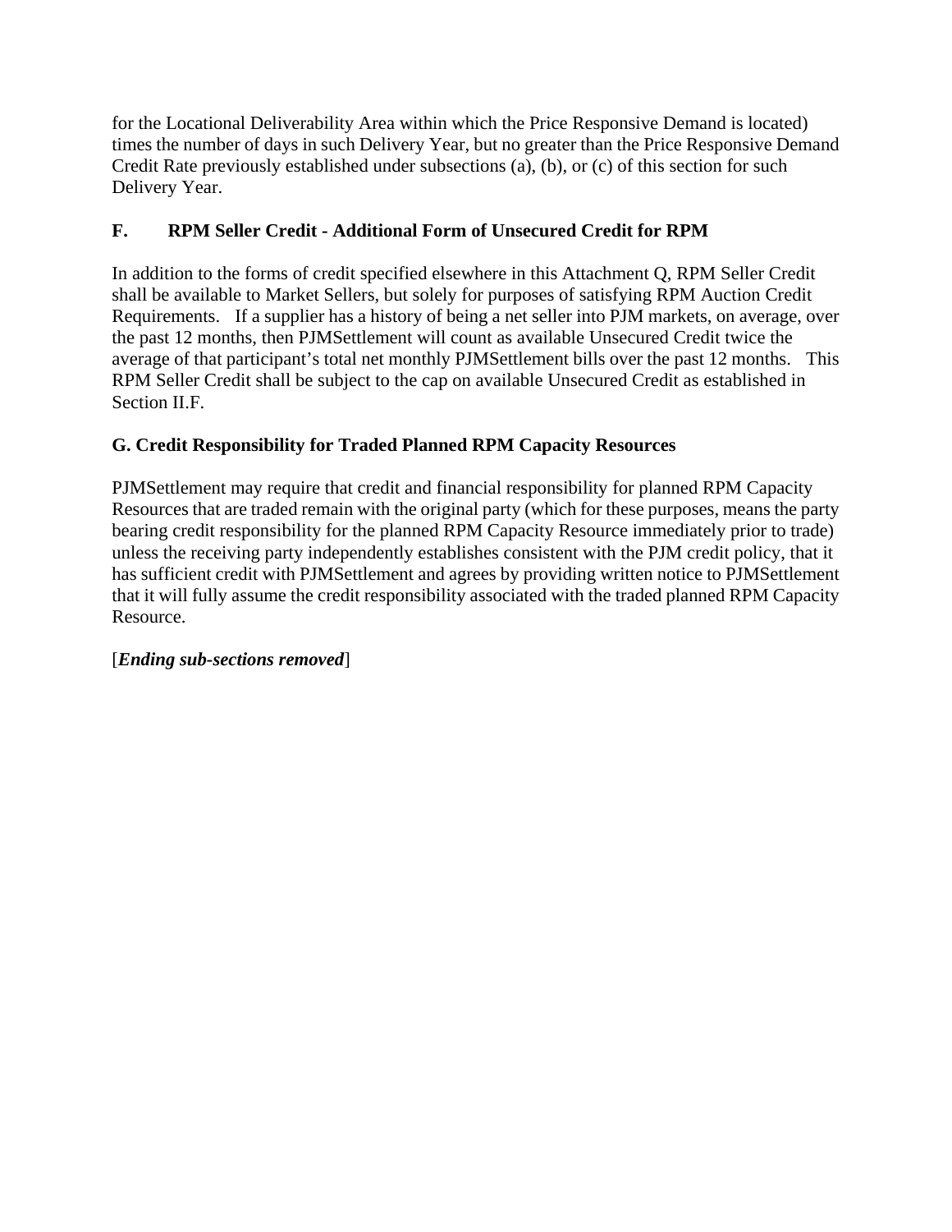for the Locational Deliverability Area within which the Price Responsive Demand is located) times the number of days in such Delivery Year, but no greater than the Price Responsive Demand Credit Rate previously established under subsections (a), (b), or (c) of this section for such Delivery Year.

### F. RPM Seller Credit - Additional Form of Unsecured Credit for RPM

In addition to the forms of credit specified elsewhere in this Attachment Q, RPM Seller Credit shall be available to Market Sellers, but solely for purposes of satisfying RPM Auction Credit Requirements. If a supplier has a history of being a net seller into PJM markets, on average, over the past 12 months, then PJMSettlement will count as available Unsecured Credit twice the average of that participant's total net monthly PJMSettlement bills over the past 12 months. This RPM Seller Credit shall be subject to the cap on available Unsecured Credit as established in Section II.F.

### G. Credit Responsibility for Traded Planned RPM Capacity Resources

PJMSettlement may require that credit and financial responsibility for planned RPM Capacity Resources that are traded remain with the original party (which for these purposes, means the party bearing credit responsibility for the planned RPM Capacity Resource immediately prior to trade) unless the receiving party independently establishes consistent with the PJM credit policy, that it has sufficient credit with PJMSettlement and agrees by providing written notice to PJMSettlement that it will fully assume the credit responsibility associated with the traded planned RPM Capacity Resource.

[***Ending sub-sections removed***]